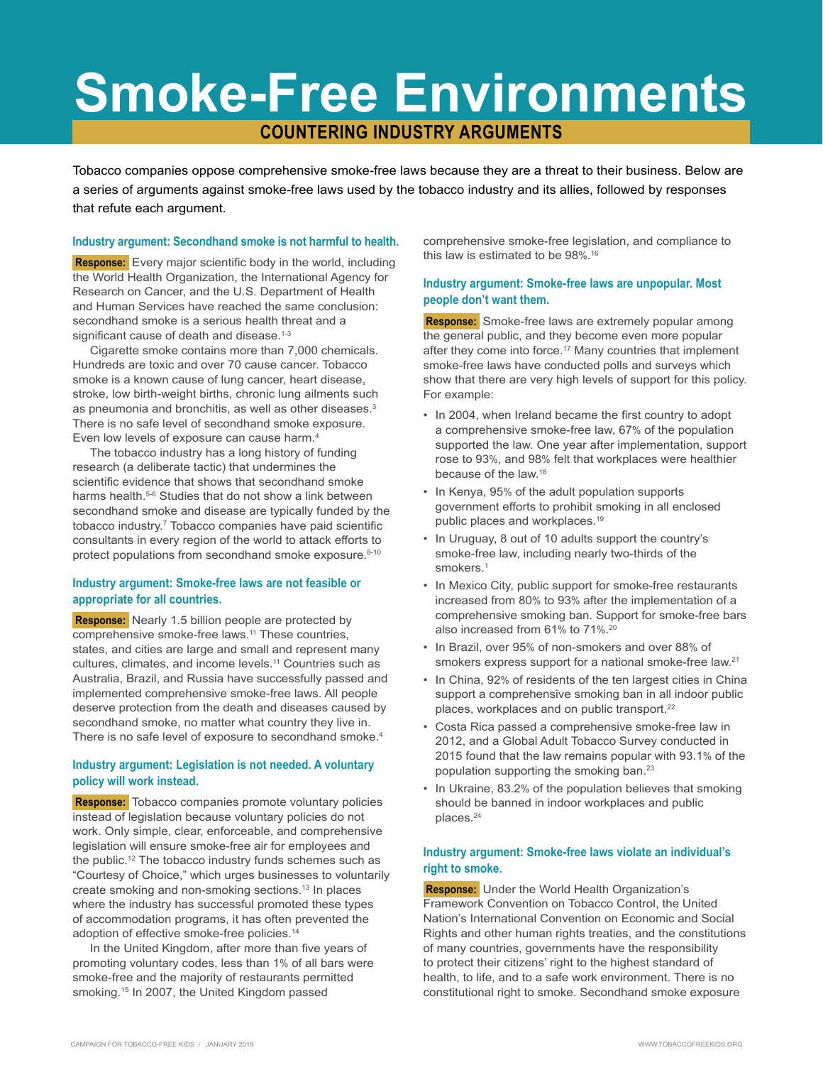# Smoke-Free Environments

## COUNTERING INDUSTRY ARGUMENTS

Tobacco companies oppose comprehensive smoke-free laws because they are a threat to their business. Below are a series of arguments against smoke-free laws used by the tobacco industry and its allies, followed by responses that refute each argument.

### Industry argument: Secondhand smoke is not harmful to health.

**Response:** Every major scientific body in the world, including the World Health Organization, the International Agency for Research on Cancer, and the U.S. Department of Health and Human Services have reached the same conclusion: secondhand smoke is a serious health threat and a significant cause of death and disease.[1-3]

Cigarette smoke contains more than 7,000 chemicals. Hundreds are toxic and over 70 cause cancer. Tobacco smoke is a known cause of lung cancer, heart disease, stroke, low birth-weight births, chronic lung ailments such as pneumonia and bronchitis, as well as other diseases.[3] There is no safe level of secondhand smoke exposure. Even low levels of exposure can cause harm.[4]

The tobacco industry has a long history of funding research (a deliberate tactic) that undermines the scientific evidence that shows that secondhand smoke harms health.[5-6] Studies that do not show a link between secondhand smoke and disease are typically funded by the tobacco industry.[7] Tobacco companies have paid scientific consultants in every region of the world to attack efforts to protect populations from secondhand smoke exposure.[8-10]

### Industry argument: Smoke-free laws are not feasible or appropriate for all countries.

**Response:** Nearly 1.5 billion people are protected by comprehensive smoke-free laws.[11] These countries, states, and cities are large and small and represent many cultures, climates, and income levels.[11] Countries such as Australia, Brazil, and Russia have successfully passed and implemented comprehensive smoke-free laws. All people deserve protection from the death and diseases caused by secondhand smoke, no matter what country they live in. There is no safe level of exposure to secondhand smoke.[4]

### Industry argument: Legislation is not needed. A voluntary policy will work instead.

**Response:** Tobacco companies promote voluntary policies instead of legislation because voluntary policies do not work. Only simple, clear, enforceable, and comprehensive legislation will ensure smoke-free air for employees and the public.[12] The tobacco industry funds schemes such as "Courtesy of Choice," which urges businesses to voluntarily create smoking and non-smoking sections.[13] In places where the industry has successful promoted these types of accommodation programs, it has often prevented the adoption of effective smoke-free policies.[14]

In the United Kingdom, after more than five years of promoting voluntary codes, less than 1% of all bars were smoke-free and the majority of restaurants permitted smoking.[15] In 2007, the United Kingdom passed comprehensive smoke-free legislation, and compliance to this law is estimated to be 98%.[16]

### Industry argument: Smoke-free laws are unpopular. Most people don't want them.

**Response:** Smoke-free laws are extremely popular among the general public, and they become even more popular after they come into force.[17] Many countries that implement smoke-free laws have conducted polls and surveys which show that there are very high levels of support for this policy. For example:

- In 2004, when Ireland became the first country to adopt a comprehensive smoke-free law, 67% of the population supported the law. One year after implementation, support rose to 93%, and 98% felt that workplaces were healthier because of the law.[18]
- In Kenya, 95% of the adult population supports government efforts to prohibit smoking in all enclosed public places and workplaces.[19]
- In Uruguay, 8 out of 10 adults support the country's smoke-free law, including nearly two-thirds of the smokers.[1]
- In Mexico City, public support for smoke-free restaurants increased from 80% to 93% after the implementation of a comprehensive smoking ban. Support for smoke-free bars also increased from 61% to 71%.[20]
- In Brazil, over 95% of non-smokers and over 88% of smokers express support for a national smoke-free law.[21]
- In China, 92% of residents of the ten largest cities in China support a comprehensive smoking ban in all indoor public places, workplaces and on public transport.[22]
- Costa Rica passed a comprehensive smoke-free law in 2012, and a Global Adult Tobacco Survey conducted in 2015 found that the law remains popular with 93.1% of the population supporting the smoking ban.[23]
- In Ukraine, 83.2% of the population believes that smoking should be banned in indoor workplaces and public places.[24]

### Industry argument: Smoke-free laws violate an individual's right to smoke.

**Response:** Under the World Health Organization's Framework Convention on Tobacco Control, the United Nation's International Convention on Economic and Social Rights and other human rights treaties, and the constitutions of many countries, governments have the responsibility to protect their citizens' right to the highest standard of health, to life, and to a safe work environment. There is no constitutional right to smoke. Secondhand smoke exposure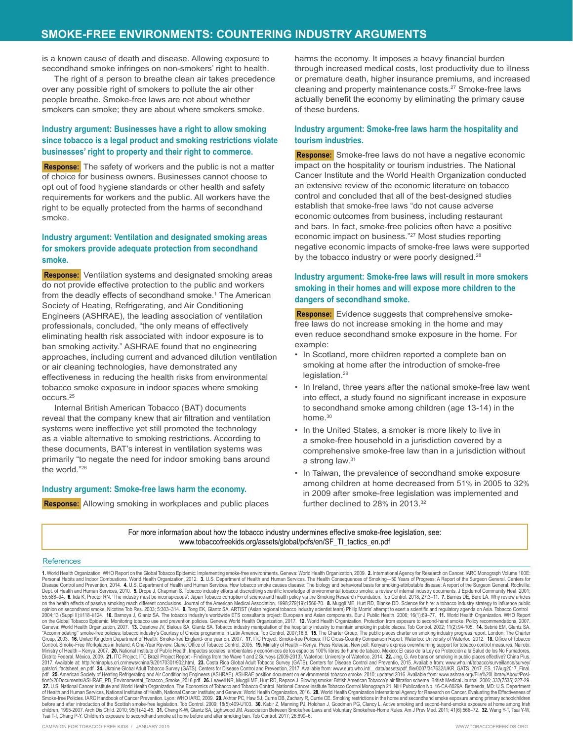is a known cause of death and disease. Allowing exposure to secondhand smoke infringes on non-smokers' right to health.

The right of a person to breathe clean air takes precedence over any possible right of smokers to pollute the air other people breathe. Smoke-free laws are not about whether smokers can smoke; they are about where smokers smoke.

### Industry argument: Businesses have a right to allow smoking since tobacco is a legal product and smoking restrictions violate businesses' right to property and their right to commerce.

**Response:** The safety of workers and the public is not a matter of choice for business owners. Businesses cannot choose to opt out of food hygiene standards or other health and safety requirements for workers and the public. All workers have the right to be equally protected from the harms of secondhand smoke.

### Industry argument: Ventilation and designated smoking areas for smokers provide adequate protection from secondhand smoke.

**Response:** Ventilation systems and designated smoking areas do not provide effective protection to the public and workers from the deadly effects of secondhand smoke.[1] The American Society of Heating, Refrigerating, and Air Conditioning Engineers (ASHRAE), the leading association of ventilation professionals, concluded, "the only means of effectively eliminating health risk associated with indoor exposure is to ban smoking activity." ASHRAE found that no engineering approaches, including current and advanced dilution ventilation or air cleaning technologies, have demonstrated any effectiveness in reducing the health risks from environmental tobacco smoke exposure in indoor spaces where smoking occurs.[25]

Internal British American Tobacco (BAT) documents reveal that the company knew that air filtration and ventilation systems were ineffective yet still promoted the technology as a viable alternative to smoking restrictions. According to these documents, BAT's interest in ventilation systems was primarily "to negate the need for indoor smoking bans around the world."[26]

### Industry argument: Smoke-free laws harm the economy.

**Response:** Allowing smoking in workplaces and public places harms the economy. It imposes a heavy financial burden through increased medical costs, lost productivity due to illness or premature death, higher insurance premiums, and increased cleaning and property maintenance costs.[27] Smoke-free laws actually benefit the economy by eliminating the primary cause of these burdens.

### Industry argument: Smoke-free laws harm the hospitality and tourism industries.

**Response:** Smoke-free laws do not have a negative economic impact on the hospitality or tourism industries. The National Cancer Institute and the World Health Organization conducted an extensive review of the economic literature on tobacco control and concluded that all of the best-designed studies establish that smoke-free laws "do not cause adverse economic outcomes from business, including restaurant and bars. In fact, smoke-free policies often have a positive economic impact on business."[27] Most studies reporting negative economic impacts of smoke-free laws were supported by the tobacco industry or were poorly designed.[28]

### Industry argument: Smoke-free laws will result in more smokers smoking in their homes and will expose more children to the dangers of secondhand smoke.

**Response:** Evidence suggests that comprehensive smoke-free laws do not increase smoking in the home and may even reduce secondhand smoke exposure in the home. For example:

- In Scotland, more children reported a complete ban on smoking at home after the introduction of smoke-free legislation.[29]
- In Ireland, three years after the national smoke-free law went into effect, a study found no significant increase in exposure to secondhand smoke among children (age 13-14) in the home.[30]
- In the United States, a smoker is more likely to live in a smoke-free household in a jurisdiction covered by a comprehensive smoke-free law than in a jurisdiction without a strong law.[31]
- In Taiwan, the prevalence of secondhand smoke exposure among children at home decreased from 51% in 2005 to 32% in 2009 after smoke-free legislation was implemented and further declined to 28% in 2013.[32]

For more information about how the tobacco industry undermines effective smoke-free legislation, see: www.tobaccofreekids.org/assets/global/pdfs/en/SF_TI_tactics_en.pdf

## References

**1.** World Health Organization. WHO Report on the Global Tobacco Epidemic: Implementing smoke-free environments. Geneva: World Health Organization, 2009. **2.** International Agency for Research on Cancer. IARC Monograph Volume 100E: Personal Habits and Indoor Combustions. World Health Organization, 2012. **3.** U.S. Department of Health and Human Services. The Health Consequences of Smoking—50 Years of Progress: A Report of the Surgeon General. Centers for Disease Control and Prevention, 2014. **4.** U.S. Department of Health and Human Services. How tobacco smoke causes disease: The biology and behavioral basis for smoking-attributable disease: A report of the Surgeon General. Rockville: Dept. of Health and Human Services, 2010. **5.** Drope J, Chapman S. Tobacco industry efforts at discrediting scientific knowledge of environmental tobacco smoke: a review of internal industry documents. J Epidemol Community Heal. 2001; 55:588–94. **6.** Iida K, Proctor RN. 'The industry must be inconspicuous': Japan Tobacco corruption of science and health policy via the Smoking Research Foundation. Tob Control. 2018; 27:3–11. **7.** Barnes DE, Bero LA. Why review articles on the health effects of passive smoking reach different conclusions. Journal of the American Medical Association. 1998;279(19):1566-70. **8.** Muggli ME, Hurt RD, Blanke DD. Science for hire: a tobacco industry strategy to influence public opinion on secondhand smoke. Nicotine Tob Res. 2003; 5:303–314. **9.** Tong EK, Glantz SA. ARTIST (Asian regional tobacco industry scientist team) Philip Morris' attempt to exert a scientific and regulatory agenda on Asia. Tobacco Control 2004;13 (Suppl II):ii118–ii124. **10.** Barnoya J, Glantz SA. The tobacco industry's worldwide ETS consultants project: European and Asian components. Eur J Public Health. 2006; 16(1):69–77. **11.** World Health Organization. WHO Report on the Global Tobacco Epidemic: Monitoring tobacco use and prevention policies. Geneva: World Health Organization, 2017. **12.** World Health Organization. Protection from exposure to second-hand smoke: Policy recommendations, 2007. Geneva: World Health Organization, 2007. **13.** Dearlove JV, Bialous SA, Glantz SA. Tobacco industry manipulation of the hospitality industry to maintain smoking in public places. Tob Control. 2002; 11(2):94-105. **14.** Sebrié EM, Glantz SA. "Accommodating" smoke-free policies: tobacco industry's Courtesy of Choice programme in Latin America. Tob Control. 2007;16:6. **15.** The Charter Group. The public places charter on smoking industry progress report. London: The Charter Group, 2003. **16.** United Kingdom Department of Health. Smoke-free England- one year on. 2007. **17.** ITC Project. Smoke-free Policies: ITC Cross-Country Comparison Report. Waterloo: University of Waterloo, 2012. **18.** Office of Tobacco Control. Smoke-Free Workplaces in Ireland; A One-Year Review. Clane: Office of Tobacco Control, 2005. **19.** Ministry of Health – Kenya. Press Release. New poll: Kenyans express overwhelming support for tobacco control measures. Nairobi: Ministry of Health – Kenya, 2007. **20.** National Institute of Public Health. Impactos sociales, ambientales y económicos de los espacios 100% libres de humo de tabaco. Mexico: El caso de la Ley de Protección a la Salud de los No Fumadores, Distrito Federal, México, 2009. **21.** ITC Project. ITC Brazil Project Report - Findings from the Wave 1 and 2 Surveys (2009-2013). Waterloo: University of Waterloo, 2014. **22.** Jing, G. Are bans on smoking in public places effective? China Plus. 2017. Available at: http://chinaplus.cri.cn/news/china/9/20170301/902.html. **23.** Costa Rica Global Adult Tobacco Survey (GATS). Centers for Disease Control and Preventio, 2015. Available from: www.who.int/tobacco/surveillance/survey/gats/cri_factsheet_en.pdf. **24.** Ukraine Global Adult Tobacco Survey (GATS). Centers for Disease Control and Prevention, 2017. Available from: www.euro.who.int/__data/assets/pdf_file/0007/347632/UKR_GATS_2017_ES_17Aug2017_Final.pdf. **25.** American Society of Heating Refrigerating and Air Conditioning Engineers (ASHRAE). ASHRAE position document on environmental tobacco smoke. 2010; updated 2016. Available from: www.ashrae.org//File%20Library/About/Position%20Documents/ASHRAE_PD_Environmental_Tobacco_Smoke_2016.pdf. **26.** Leavell NR, Muggli ME, Hurt RD, Repace J. Blowing smoke: British American Tobacco's air filtration scheme. British Medical Journal. 2006; 332(7535):227-29. **27.** U.S. National Cancer Institute and World Health Organization. The Economics of Tobacco and Tobacco Control. National Cancer Institute Tobacco Control Monograph 21. NIH Publication No. 16-CA-8029A. Bethesda, MD: U.S. Department of Health and Human Services, National Institutes of Health, National Cancer Institute; and Geneva: World Health Organization, 2016. **28.** World Health Organization International Agency for Research on Cancer. Evaluating the Effectiveness of Smoke-free Policies. IARC Handbook of Cancer Prevention. Lyon: WHO IARC, 2009. **29.** Akhtar PC, Haw SJ, Currie DB, Zachary R, Currie CE. Smoking restrictions in the home and secondhand smoke exposure among primary schoolchildren before and after introduction of the Scottish smoke-free legislation. Tob Control. 2009; 18(5):409-U103. **30.** Kabir Z, Manning PJ, Holohan J, Goodman PG, Clancy L. Active smoking and second-hand-smoke exposure at home among Irish children, 1995-2007. Arch Dis Child. 2010; 95(1):42-45. **31.** Cheng K-W, Glantz SA, Lightwood JM. Association Between Smokefree Laws and Voluntary Smokefree-Home Rules. Am J Prev Med. 2011; 41(6):566–72. **32.** Wang Y-T, Tsai Y-W, Tsai T-I, Chang P-Y. Children's exposure to secondhand smoke at home before and after smoking ban. Tob Control. 2017; 26:690–6.